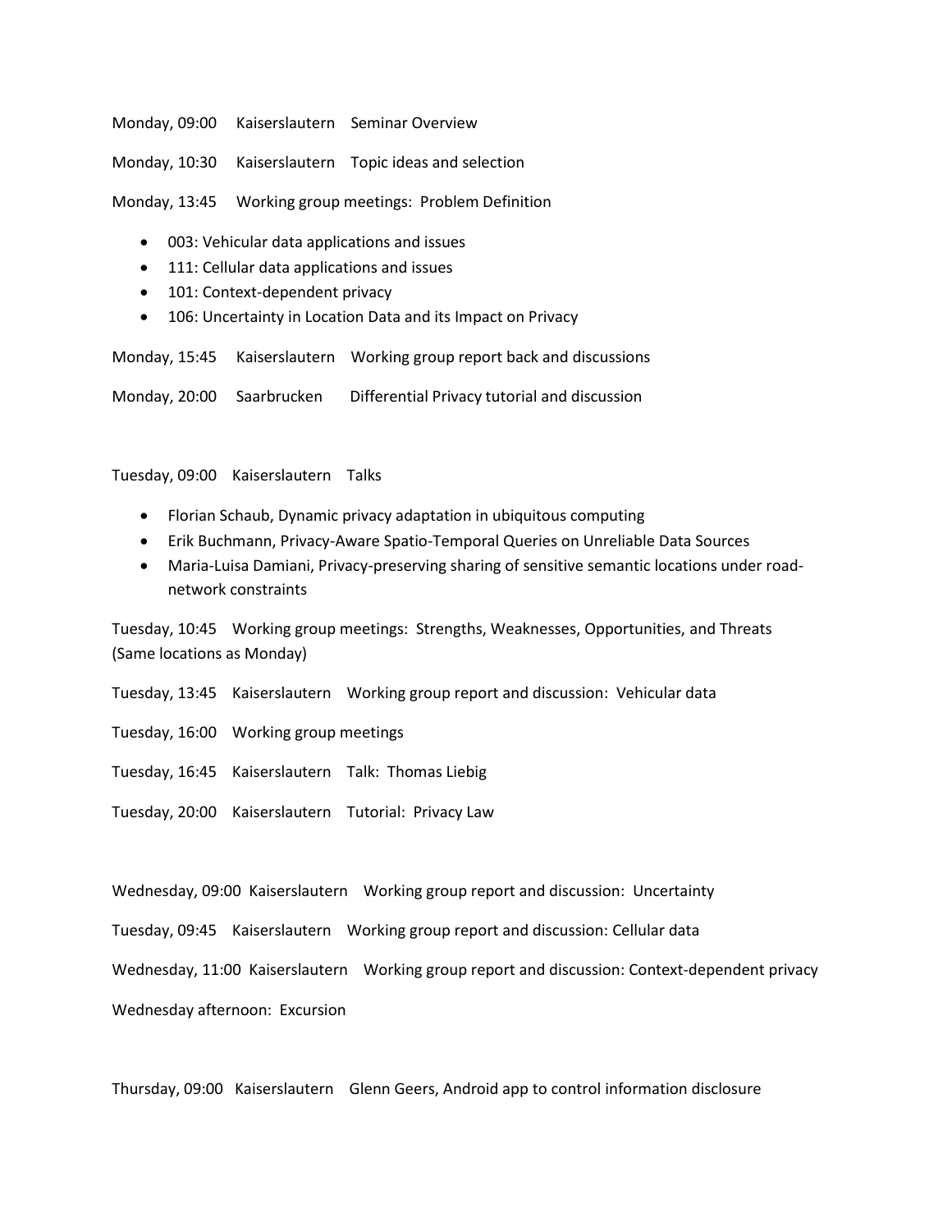Monday, 09:00 Kaiserslautern Seminar Overview

Monday, 10:30 Kaiserslautern Topic ideas and selection

Monday, 13:45 Working group meetings: Problem Definition

- 003: Vehicular data applications and issues
- 111: Cellular data applications and issues
- 101: Context-dependent privacy
- 106: Uncertainty in Location Data and its Impact on Privacy

Monday, 15:45 Kaiserslautern Working group report back and discussions

Monday, 20:00 Saarbrucken Differential Privacy tutorial and discussion

Tuesday, 09:00 Kaiserslautern Talks

- Florian Schaub, Dynamic privacy adaptation in ubiquitous computing
- Erik Buchmann, Privacy-Aware Spatio-Temporal Queries on Unreliable Data Sources
- Maria-Luisa Damiani, Privacy-preserving sharing of sensitive semantic locations under road-network constraints

Tuesday, 10:45 Working group meetings: Strengths, Weaknesses, Opportunities, and Threats (Same locations as Monday)

Tuesday, 13:45 Kaiserslautern Working group report and discussion: Vehicular data

Tuesday, 16:00 Working group meetings

Tuesday, 16:45 Kaiserslautern Talk: Thomas Liebig

Tuesday, 20:00 Kaiserslautern Tutorial: Privacy Law

Wednesday, 09:00 Kaiserslautern Working group report and discussion: Uncertainty

Tuesday, 09:45 Kaiserslautern Working group report and discussion: Cellular data

Wednesday, 11:00 Kaiserslautern Working group report and discussion: Context-dependent privacy

Wednesday afternoon: Excursion

Thursday, 09:00 Kaiserslautern Glenn Geers, Android app to control information disclosure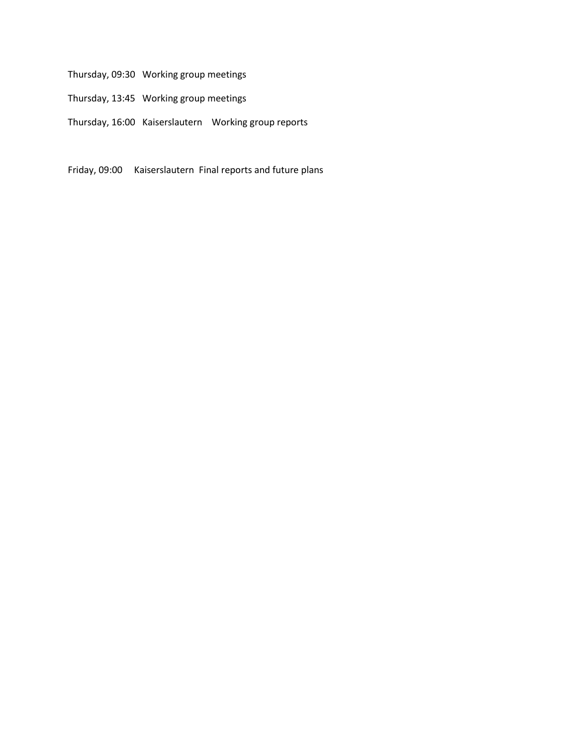Thursday, 09:30 Working group meetings

Thursday, 13:45 Working group meetings

Thursday, 16:00 Kaiserslautern Working group reports

Friday, 09:00 Kaiserslautern Final reports and future plans